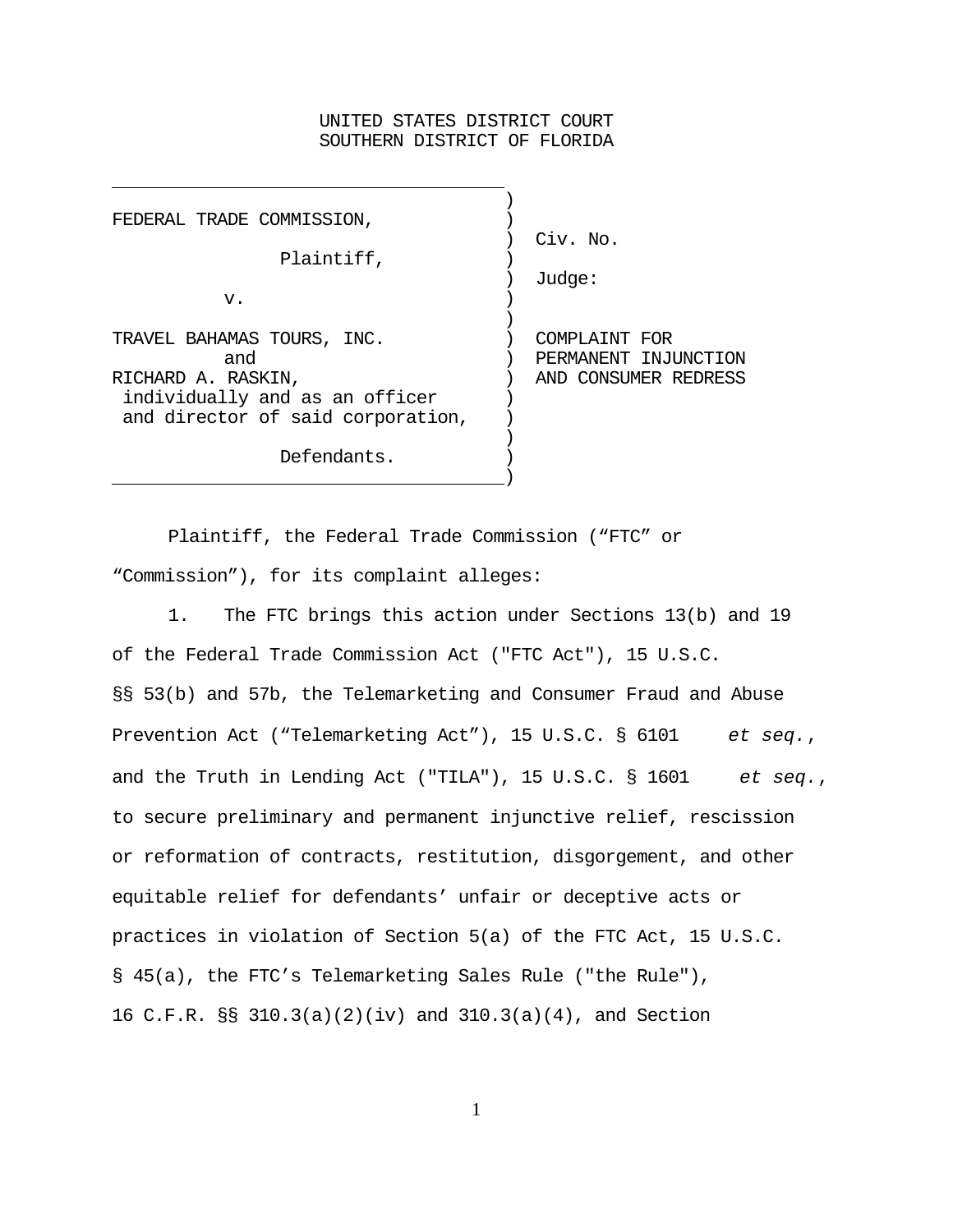UNITED STATES DISTRICT COURT
SOUTHERN DISTRICT OF FLORIDA

| | |
|---|---|
| FEDERAL TRADE COMMISSION,<br><br>Plaintiff,<br><br>v.<br><br>TRAVEL BAHAMAS TOURS, INC.<br>and<br>RICHARD A. RASKIN,<br>individually and as an officer<br>and director of said corporation,<br><br>Defendants. | Civ. No.<br><br>Judge:<br><br>COMPLAINT FOR PERMANENT INJUNCTION AND CONSUMER REDRESS |

Plaintiff, the Federal Trade Commission ("FTC" or "Commission"), for its complaint alleges:

1. The FTC brings this action under Sections 13(b) and 19 of the Federal Trade Commission Act ("FTC Act"), 15 U.S.C. §§ 53(b) and 57b, the Telemarketing and Consumer Fraud and Abuse Prevention Act ("Telemarketing Act"), 15 U.S.C. § 6101 *et seq.*, and the Truth in Lending Act ("TILA"), 15 U.S.C. § 1601 *et seq.*, to secure preliminary and permanent injunctive relief, rescission or reformation of contracts, restitution, disgorgement, and other equitable relief for defendants' unfair or deceptive acts or practices in violation of Section 5(a) of the FTC Act, 15 U.S.C. § 45(a), the FTC's Telemarketing Sales Rule ("the Rule"), 16 C.F.R. §§ 310.3(a)(2)(iv) and 310.3(a)(4), and Section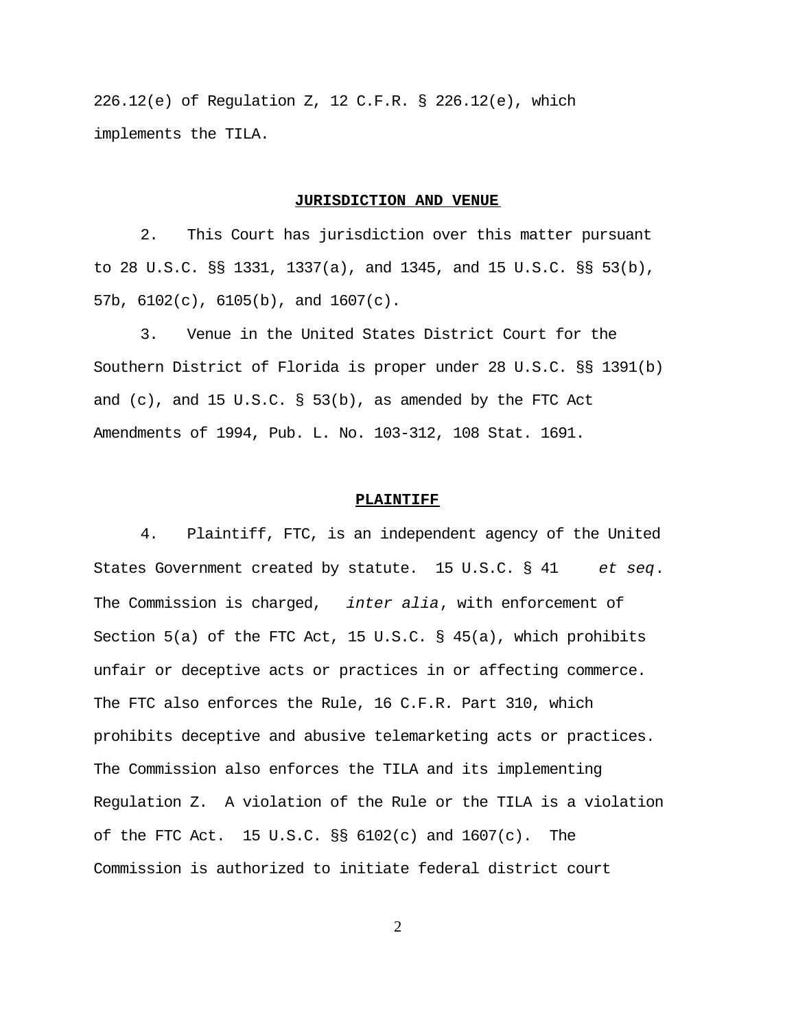226.12(e) of Regulation Z, 12 C.F.R. § 226.12(e), which implements the TILA.

## JURISDICTION AND VENUE

2. This Court has jurisdiction over this matter pursuant to 28 U.S.C. §§ 1331, 1337(a), and 1345, and 15 U.S.C. §§ 53(b), 57b, 6102(c), 6105(b), and 1607(c).

3. Venue in the United States District Court for the Southern District of Florida is proper under 28 U.S.C. §§ 1391(b) and (c), and 15 U.S.C. § 53(b), as amended by the FTC Act Amendments of 1994, Pub. L. No. 103-312, 108 Stat. 1691.

## PLAINTIFF

4. Plaintiff, FTC, is an independent agency of the United States Government created by statute. 15 U.S.C. § 41 *et seq*. The Commission is charged, *inter alia*, with enforcement of Section 5(a) of the FTC Act, 15 U.S.C. § 45(a), which prohibits unfair or deceptive acts or practices in or affecting commerce. The FTC also enforces the Rule, 16 C.F.R. Part 310, which prohibits deceptive and abusive telemarketing acts or practices. The Commission also enforces the TILA and its implementing Regulation Z. A violation of the Rule or the TILA is a violation of the FTC Act. 15 U.S.C. §§ 6102(c) and 1607(c). The Commission is authorized to initiate federal district court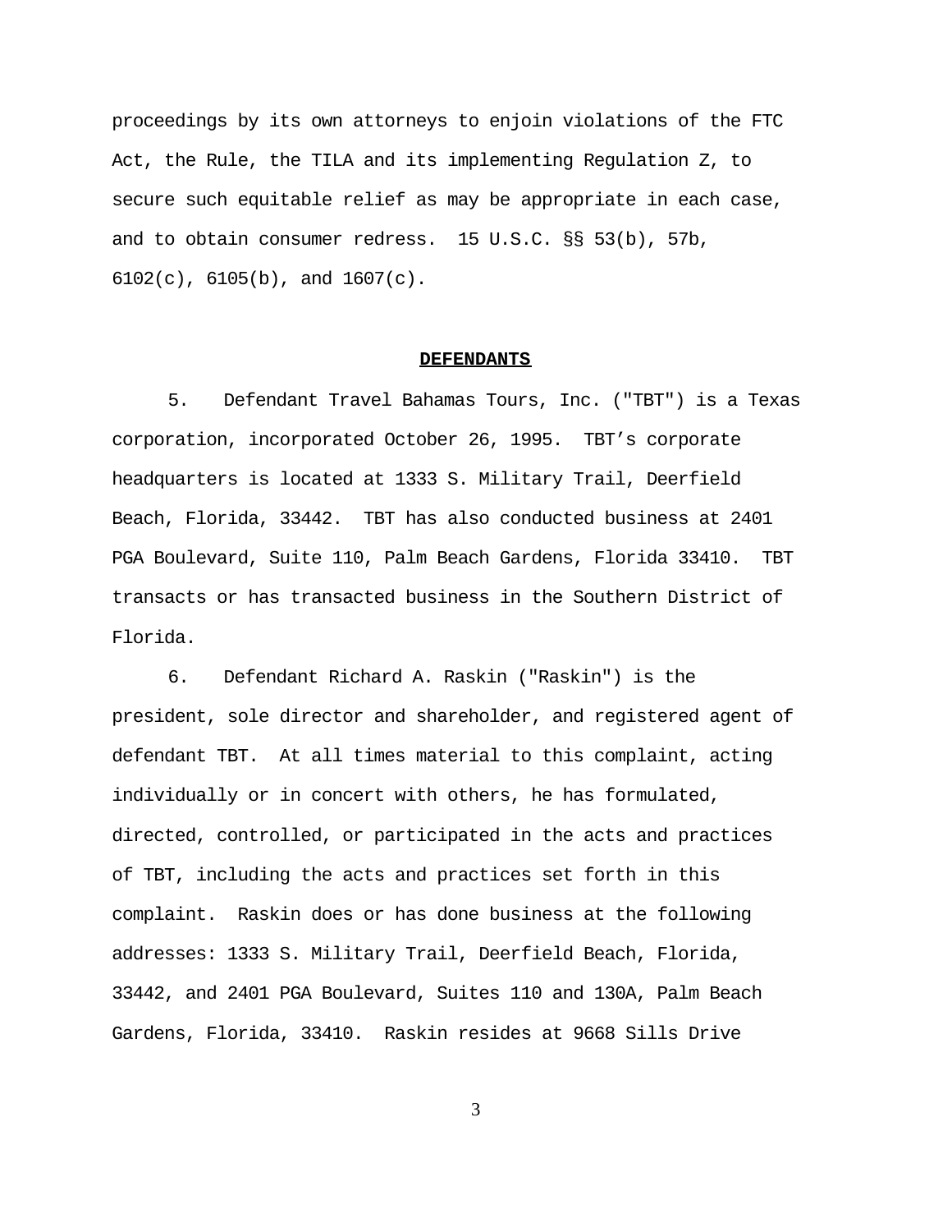proceedings by its own attorneys to enjoin violations of the FTC Act, the Rule, the TILA and its implementing Regulation Z, to secure such equitable relief as may be appropriate in each case, and to obtain consumer redress. 15 U.S.C. §§ 53(b), 57b, 6102(c), 6105(b), and 1607(c).

## **DEFENDANTS**

5. Defendant Travel Bahamas Tours, Inc. ("TBT") is a Texas corporation, incorporated October 26, 1995. TBT's corporate headquarters is located at 1333 S. Military Trail, Deerfield Beach, Florida, 33442. TBT has also conducted business at 2401 PGA Boulevard, Suite 110, Palm Beach Gardens, Florida 33410. TBT transacts or has transacted business in the Southern District of Florida.

6. Defendant Richard A. Raskin ("Raskin") is the president, sole director and shareholder, and registered agent of defendant TBT. At all times material to this complaint, acting individually or in concert with others, he has formulated, directed, controlled, or participated in the acts and practices of TBT, including the acts and practices set forth in this complaint. Raskin does or has done business at the following addresses: 1333 S. Military Trail, Deerfield Beach, Florida, 33442, and 2401 PGA Boulevard, Suites 110 and 130A, Palm Beach Gardens, Florida, 33410. Raskin resides at 9668 Sills Drive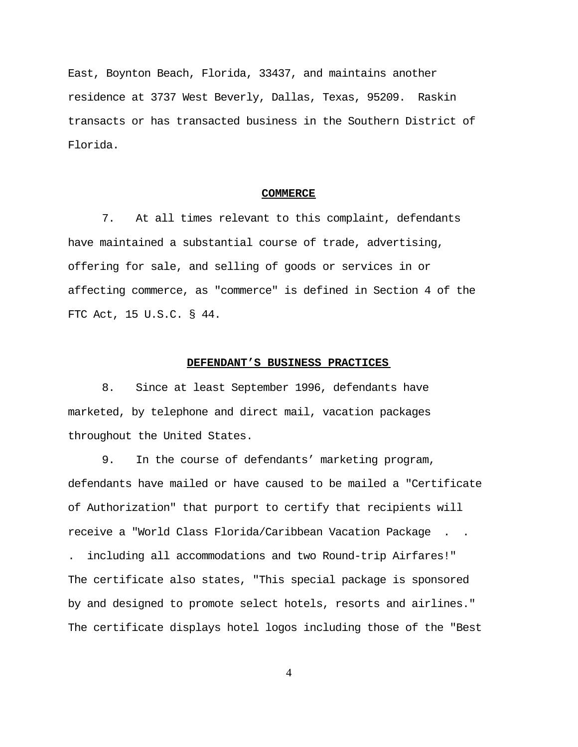East, Boynton Beach, Florida, 33437, and maintains another residence at 3737 West Beverly, Dallas, Texas, 95209. Raskin transacts or has transacted business in the Southern District of Florida.

## COMMERCE

7. At all times relevant to this complaint, defendants have maintained a substantial course of trade, advertising, offering for sale, and selling of goods or services in or affecting commerce, as "commerce" is defined in Section 4 of the FTC Act, 15 U.S.C. § 44.

## DEFENDANT'S BUSINESS PRACTICES

8. Since at least September 1996, defendants have marketed, by telephone and direct mail, vacation packages throughout the United States.

9. In the course of defendants' marketing program, defendants have mailed or have caused to be mailed a "Certificate of Authorization" that purport to certify that recipients will receive a "World Class Florida/Caribbean Vacation Package . . . including all accommodations and two Round-trip Airfares!" The certificate also states, "This special package is sponsored by and designed to promote select hotels, resorts and airlines." The certificate displays hotel logos including those of the "Best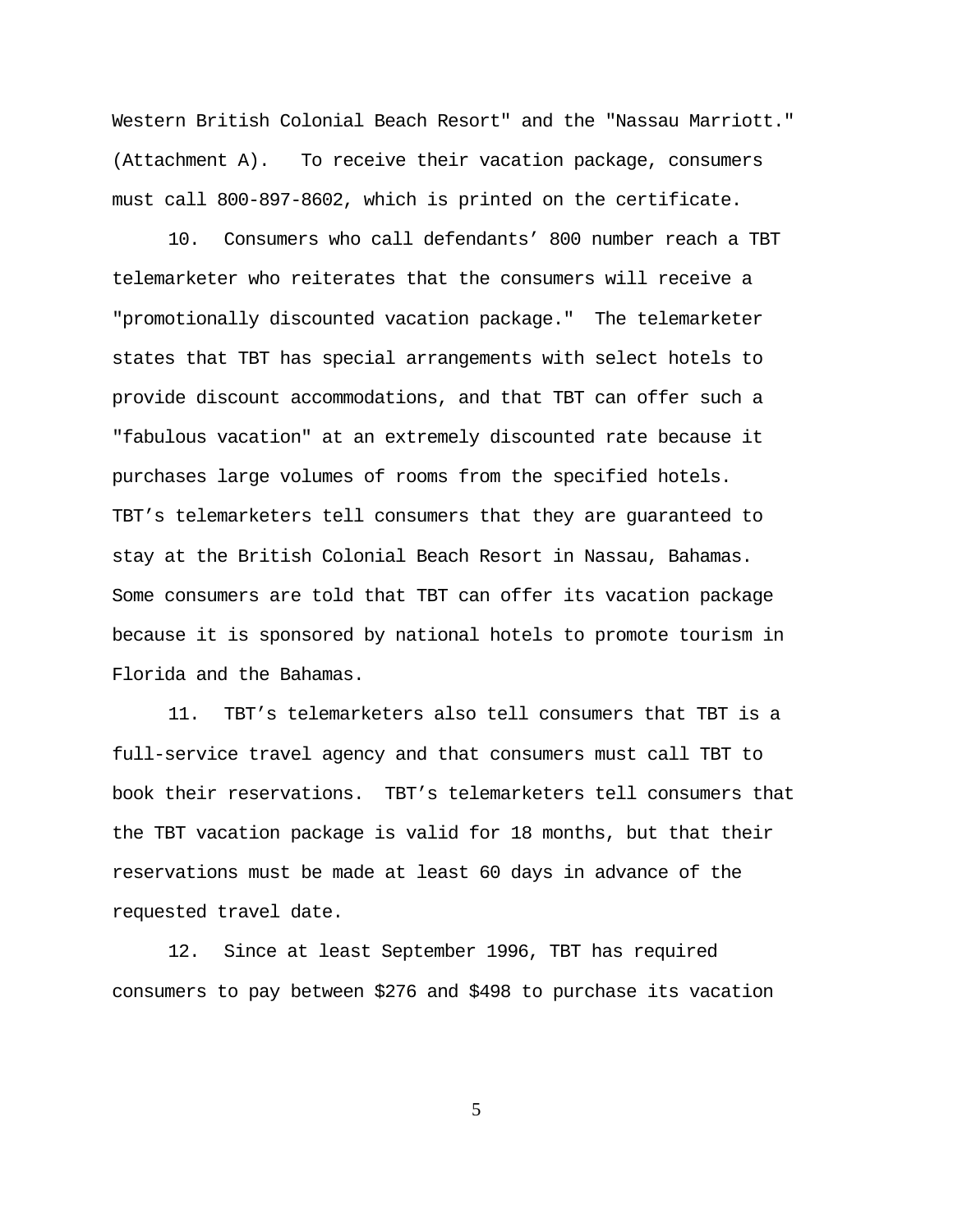Western British Colonial Beach Resort" and the "Nassau Marriott." (Attachment A). To receive their vacation package, consumers must call 800-897-8602, which is printed on the certificate.

10. Consumers who call defendants' 800 number reach a TBT telemarketer who reiterates that the consumers will receive a "promotionally discounted vacation package." The telemarketer states that TBT has special arrangements with select hotels to provide discount accommodations, and that TBT can offer such a "fabulous vacation" at an extremely discounted rate because it purchases large volumes of rooms from the specified hotels. TBT's telemarketers tell consumers that they are guaranteed to stay at the British Colonial Beach Resort in Nassau, Bahamas. Some consumers are told that TBT can offer its vacation package because it is sponsored by national hotels to promote tourism in Florida and the Bahamas.

11. TBT's telemarketers also tell consumers that TBT is a full-service travel agency and that consumers must call TBT to book their reservations. TBT's telemarketers tell consumers that the TBT vacation package is valid for 18 months, but that their reservations must be made at least 60 days in advance of the requested travel date.

12. Since at least September 1996, TBT has required consumers to pay between $276 and $498 to purchase its vacation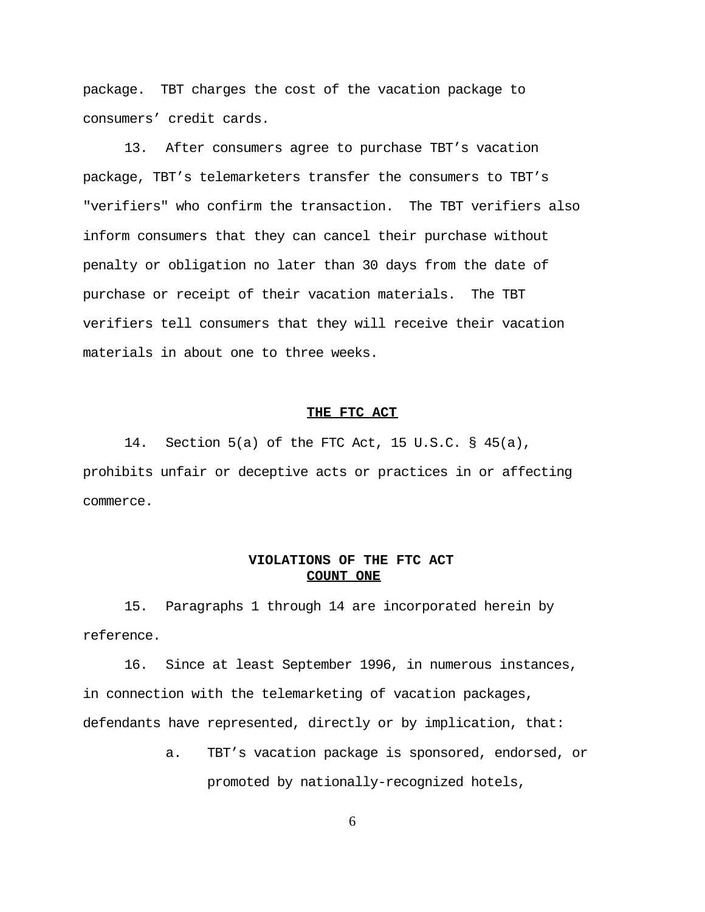package. TBT charges the cost of the vacation package to consumers' credit cards.

13. After consumers agree to purchase TBT's vacation package, TBT's telemarketers transfer the consumers to TBT's "verifiers" who confirm the transaction. The TBT verifiers also inform consumers that they can cancel their purchase without penalty or obligation no later than 30 days from the date of purchase or receipt of their vacation materials. The TBT verifiers tell consumers that they will receive their vacation materials in about one to three weeks.

## THE FTC ACT

14. Section 5(a) of the FTC Act, 15 U.S.C. § 45(a), prohibits unfair or deceptive acts or practices in or affecting commerce.

## VIOLATIONS OF THE FTC ACT
## COUNT ONE

15. Paragraphs 1 through 14 are incorporated herein by reference.

16. Since at least September 1996, in numerous instances, in connection with the telemarketing of vacation packages, defendants have represented, directly or by implication, that:

a. TBT's vacation package is sponsored, endorsed, or promoted by nationally-recognized hotels,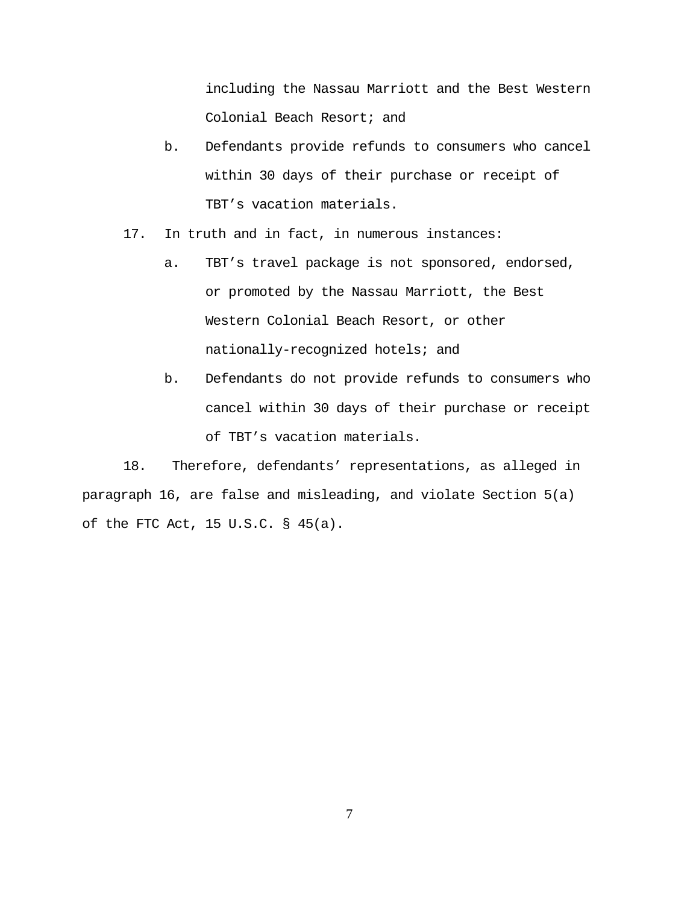including the Nassau Marriott and the Best Western Colonial Beach Resort; and

b. Defendants provide refunds to consumers who cancel within 30 days of their purchase or receipt of TBT's vacation materials.

17. In truth and in fact, in numerous instances:

a. TBT's travel package is not sponsored, endorsed, or promoted by the Nassau Marriott, the Best Western Colonial Beach Resort, or other nationally-recognized hotels; and

b. Defendants do not provide refunds to consumers who cancel within 30 days of their purchase or receipt of TBT's vacation materials.

18. Therefore, defendants' representations, as alleged in paragraph 16, are false and misleading, and violate Section 5(a) of the FTC Act, 15 U.S.C. § 45(a).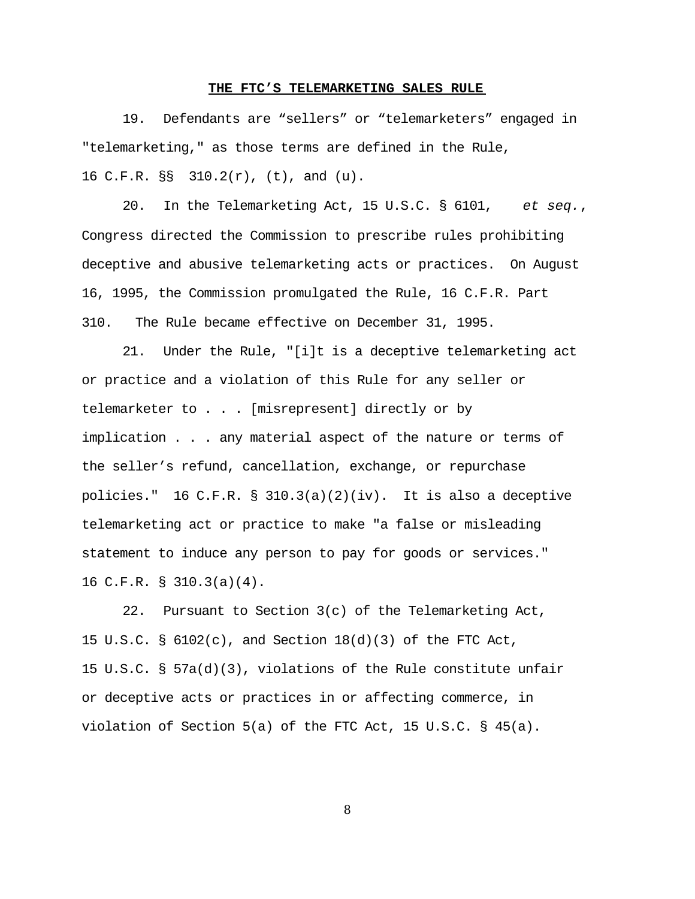## **THE FTC'S TELEMARKETING SALES RULE**

19. Defendants are "sellers" or "telemarketers" engaged in "telemarketing," as those terms are defined in the Rule, 16 C.F.R. §§ 310.2(r), (t), and (u).

20. In the Telemarketing Act, 15 U.S.C. § 6101, *et seq.*, Congress directed the Commission to prescribe rules prohibiting deceptive and abusive telemarketing acts or practices. On August 16, 1995, the Commission promulgated the Rule, 16 C.F.R. Part 310. The Rule became effective on December 31, 1995.

21. Under the Rule, "[i]t is a deceptive telemarketing act or practice and a violation of this Rule for any seller or telemarketer to . . . [misrepresent] directly or by implication . . . any material aspect of the nature or terms of the seller's refund, cancellation, exchange, or repurchase policies." 16 C.F.R. § 310.3(a)(2)(iv). It is also a deceptive telemarketing act or practice to make "a false or misleading statement to induce any person to pay for goods or services." 16 C.F.R. § 310.3(a)(4).

22. Pursuant to Section 3(c) of the Telemarketing Act, 15 U.S.C. § 6102(c), and Section 18(d)(3) of the FTC Act, 15 U.S.C. § 57a(d)(3), violations of the Rule constitute unfair or deceptive acts or practices in or affecting commerce, in violation of Section 5(a) of the FTC Act, 15 U.S.C. § 45(a).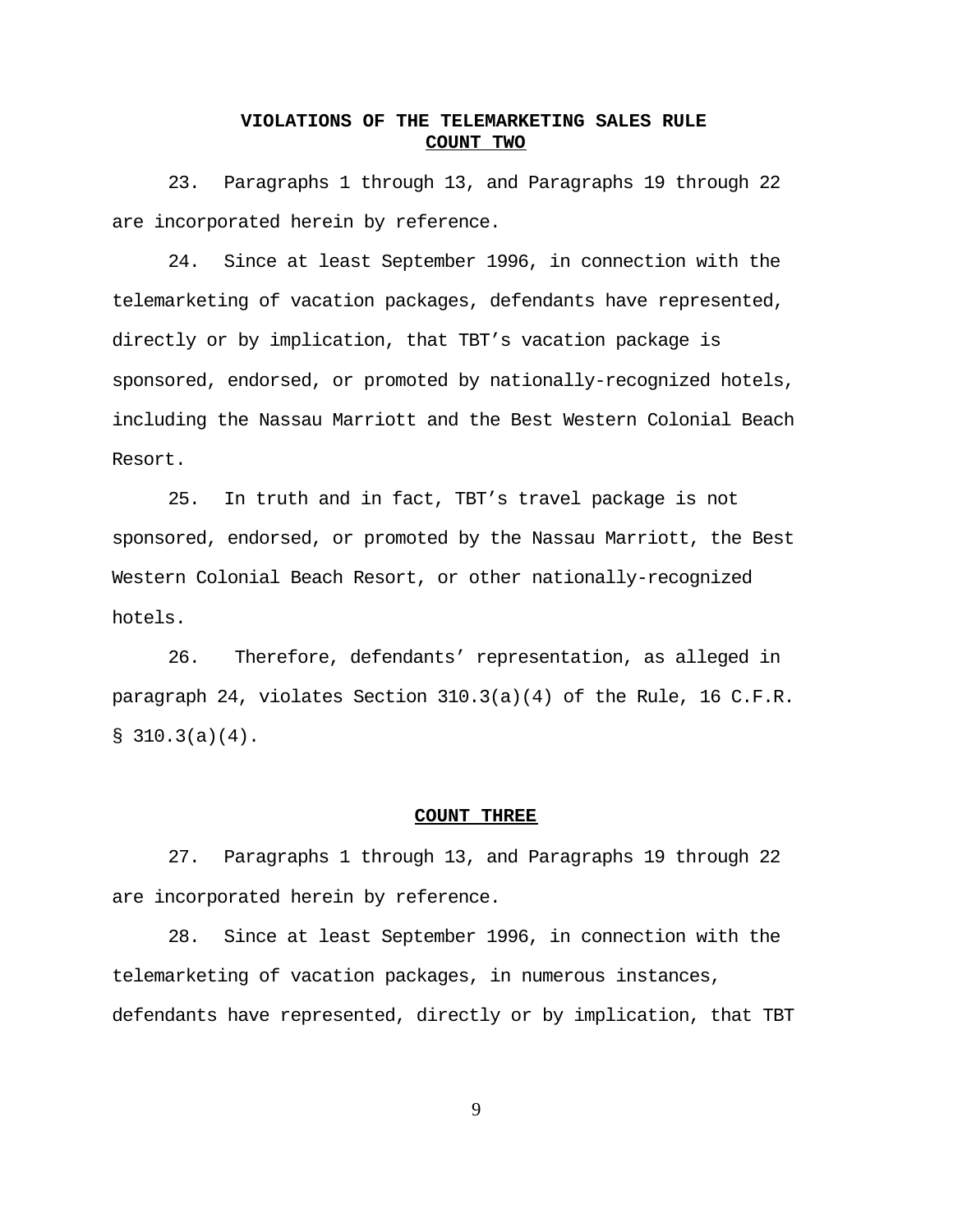**VIOLATIONS OF THE TELEMARKETING SALES RULE**

**COUNT TWO**

23. Paragraphs 1 through 13, and Paragraphs 19 through 22 are incorporated herein by reference.

24. Since at least September 1996, in connection with the telemarketing of vacation packages, defendants have represented, directly or by implication, that TBT's vacation package is sponsored, endorsed, or promoted by nationally-recognized hotels, including the Nassau Marriott and the Best Western Colonial Beach Resort.

25. In truth and in fact, TBT's travel package is not sponsored, endorsed, or promoted by the Nassau Marriott, the Best Western Colonial Beach Resort, or other nationally-recognized hotels.

26. Therefore, defendants' representation, as alleged in paragraph 24, violates Section 310.3(a)(4) of the Rule, 16 C.F.R. § 310.3(a)(4).

**COUNT THREE**

27. Paragraphs 1 through 13, and Paragraphs 19 through 22 are incorporated herein by reference.

28. Since at least September 1996, in connection with the telemarketing of vacation packages, in numerous instances, defendants have represented, directly or by implication, that TBT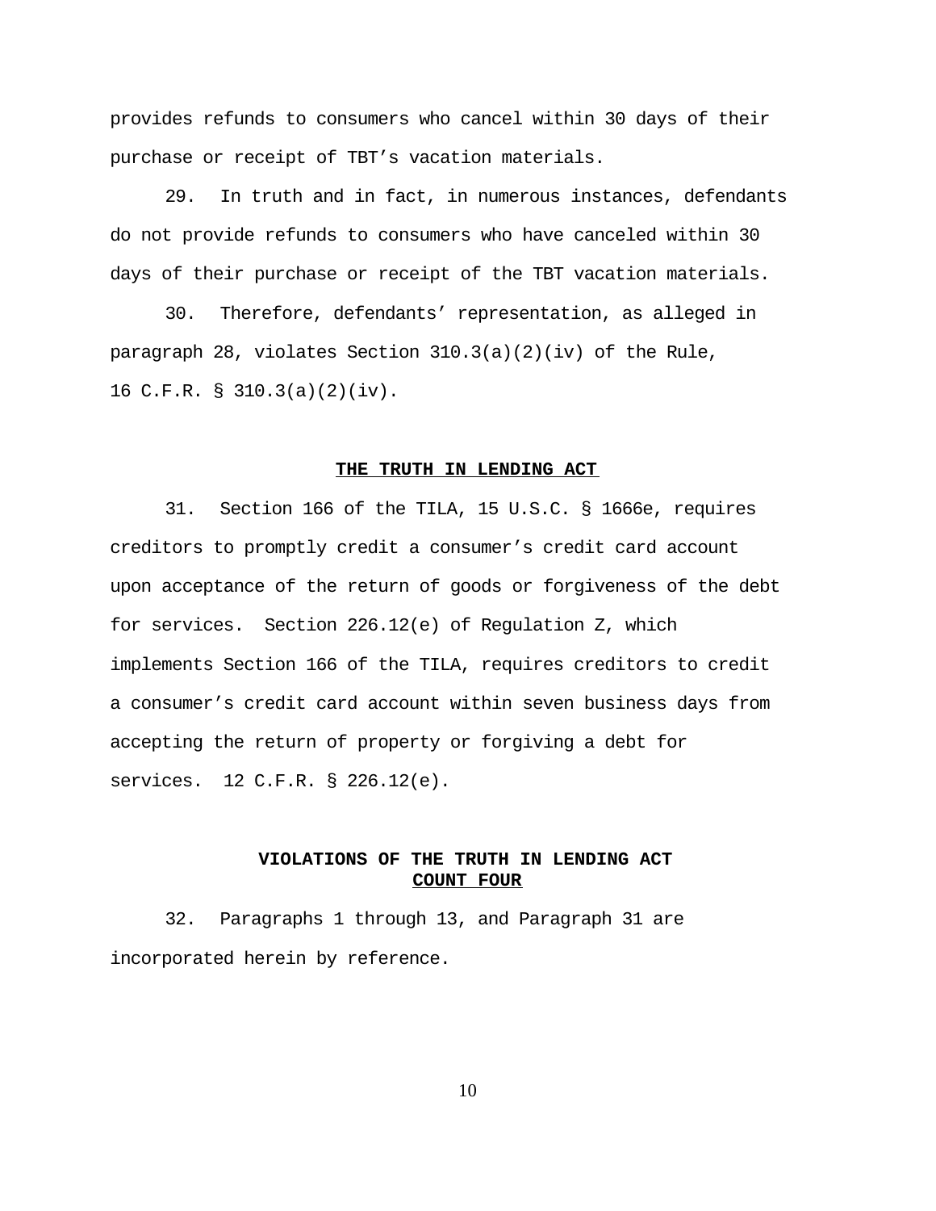provides refunds to consumers who cancel within 30 days of their purchase or receipt of TBT's vacation materials.

29. In truth and in fact, in numerous instances, defendants do not provide refunds to consumers who have canceled within 30 days of their purchase or receipt of the TBT vacation materials.

30. Therefore, defendants' representation, as alleged in paragraph 28, violates Section 310.3(a)(2)(iv) of the Rule, 16 C.F.R. § 310.3(a)(2)(iv).

## THE TRUTH IN LENDING ACT

31. Section 166 of the TILA, 15 U.S.C. § 1666e, requires creditors to promptly credit a consumer's credit card account upon acceptance of the return of goods or forgiveness of the debt for services. Section 226.12(e) of Regulation Z, which implements Section 166 of the TILA, requires creditors to credit a consumer's credit card account within seven business days from accepting the return of property or forgiving a debt for services. 12 C.F.R. § 226.12(e).

## VIOLATIONS OF THE TRUTH IN LENDING ACT
## COUNT FOUR

32. Paragraphs 1 through 13, and Paragraph 31 are incorporated herein by reference.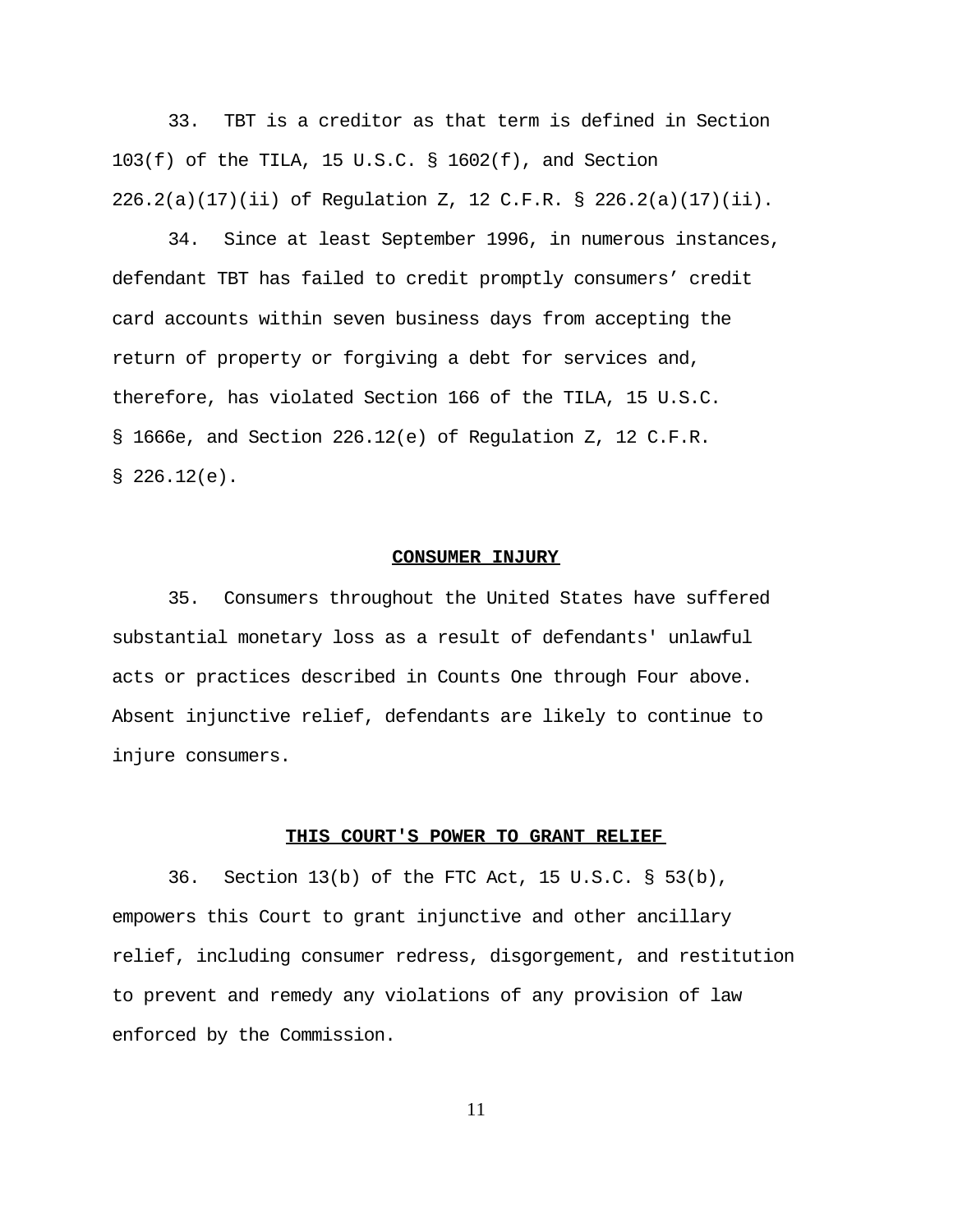33. TBT is a creditor as that term is defined in Section 103(f) of the TILA, 15 U.S.C. § 1602(f), and Section 226.2(a)(17)(ii) of Regulation Z, 12 C.F.R. § 226.2(a)(17)(ii).

34. Since at least September 1996, in numerous instances, defendant TBT has failed to credit promptly consumers' credit card accounts within seven business days from accepting the return of property or forgiving a debt for services and, therefore, has violated Section 166 of the TILA, 15 U.S.C. § 1666e, and Section 226.12(e) of Regulation Z, 12 C.F.R. § 226.12(e).

## CONSUMER INJURY

35. Consumers throughout the United States have suffered substantial monetary loss as a result of defendants' unlawful acts or practices described in Counts One through Four above. Absent injunctive relief, defendants are likely to continue to injure consumers.

## THIS COURT'S POWER TO GRANT RELIEF

36. Section 13(b) of the FTC Act, 15 U.S.C. § 53(b), empowers this Court to grant injunctive and other ancillary relief, including consumer redress, disgorgement, and restitution to prevent and remedy any violations of any provision of law enforced by the Commission.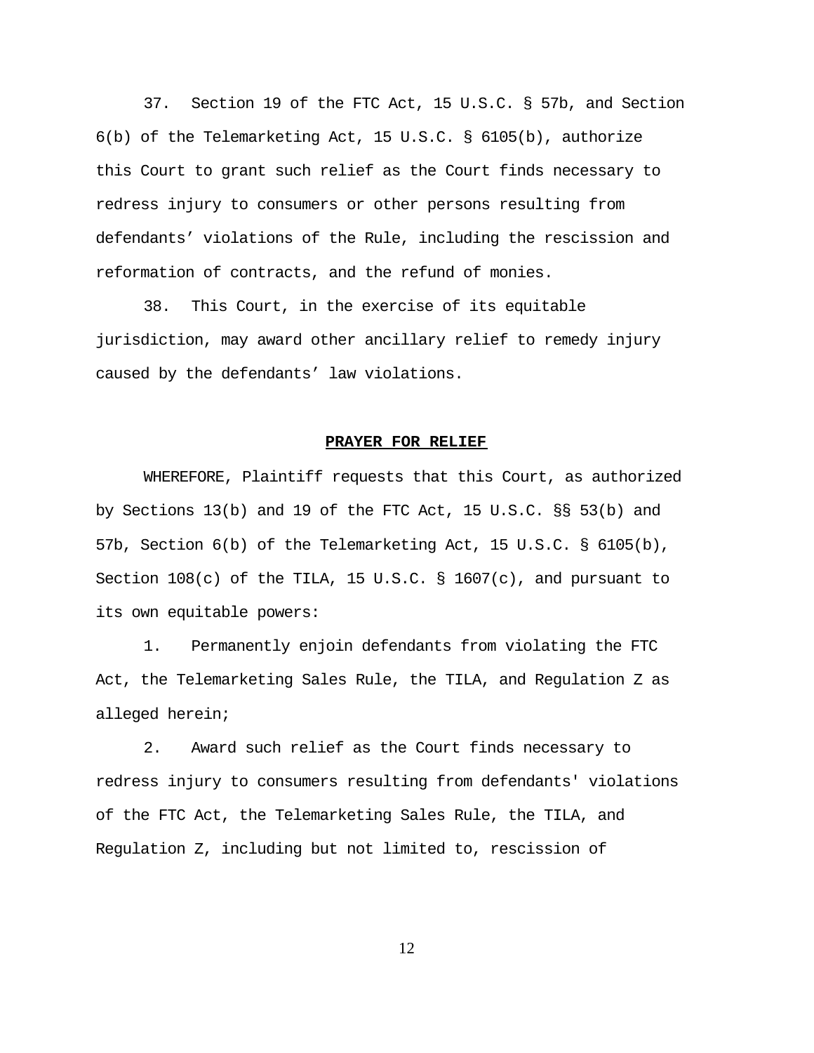37. Section 19 of the FTC Act, 15 U.S.C. § 57b, and Section 6(b) of the Telemarketing Act, 15 U.S.C. § 6105(b), authorize this Court to grant such relief as the Court finds necessary to redress injury to consumers or other persons resulting from defendants' violations of the Rule, including the rescission and reformation of contracts, and the refund of monies.

38. This Court, in the exercise of its equitable jurisdiction, may award other ancillary relief to remedy injury caused by the defendants' law violations.

**PRAYER FOR RELIEF**

WHEREFORE, Plaintiff requests that this Court, as authorized by Sections 13(b) and 19 of the FTC Act, 15 U.S.C. §§ 53(b) and 57b, Section 6(b) of the Telemarketing Act, 15 U.S.C. § 6105(b), Section 108(c) of the TILA, 15 U.S.C. § 1607(c), and pursuant to its own equitable powers:

1. Permanently enjoin defendants from violating the FTC Act, the Telemarketing Sales Rule, the TILA, and Regulation Z as alleged herein;

2. Award such relief as the Court finds necessary to redress injury to consumers resulting from defendants' violations of the FTC Act, the Telemarketing Sales Rule, the TILA, and Regulation Z, including but not limited to, rescission of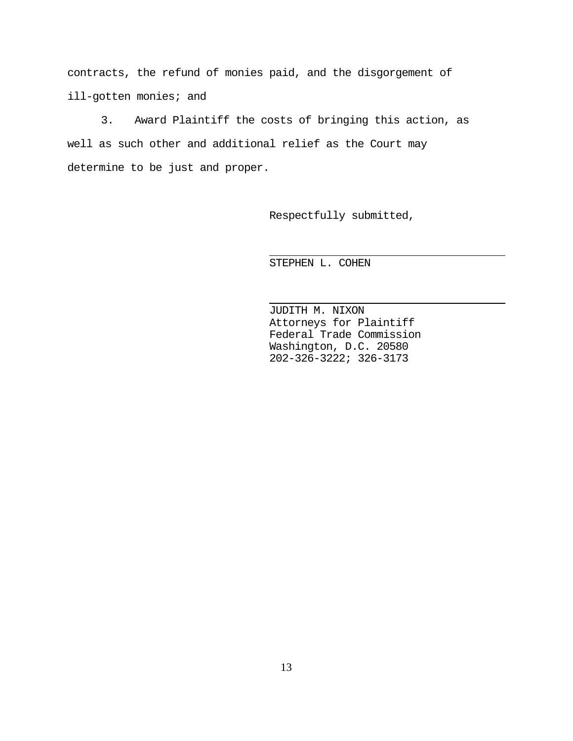contracts, the refund of monies paid, and the disgorgement of ill-gotten monies; and

3. Award Plaintiff the costs of bringing this action, as well as such other and additional relief as the Court may determine to be just and proper.

Respectfully submitted,

STEPHEN L. COHEN

JUDITH M. NIXON
Attorneys for Plaintiff
Federal Trade Commission
Washington, D.C. 20580
202-326-3222; 326-3173